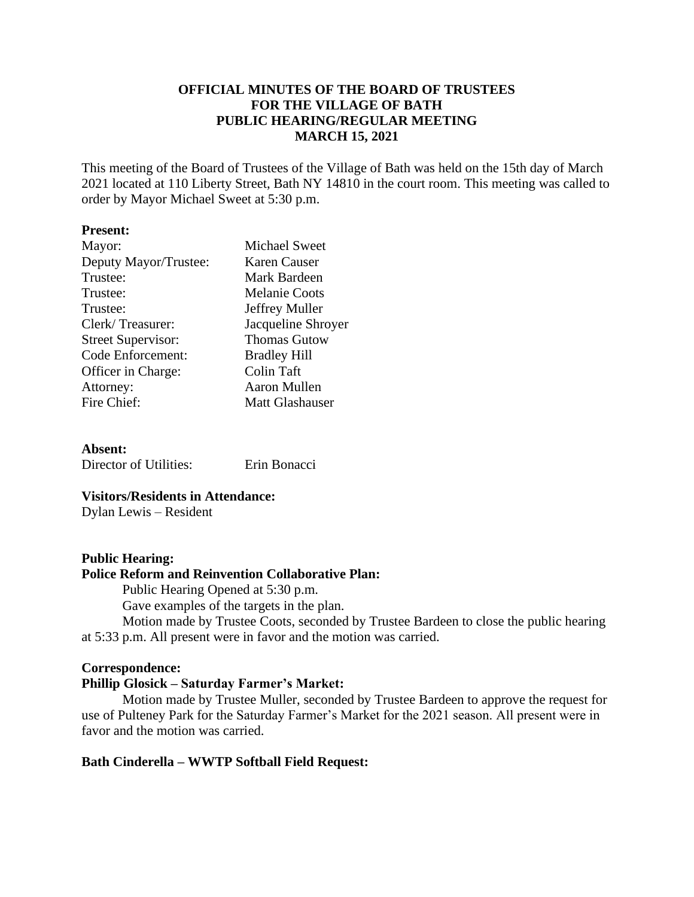**OFFICIAL MINUTES OF THE BOARD OF TRUSTEES**
**FOR THE VILLAGE OF BATH**
**PUBLIC HEARING/REGULAR MEETING**
**MARCH 15, 2021**

This meeting of the Board of Trustees of the Village of Bath was held on the 15th day of March 2021 located at 110 Liberty Street, Bath NY 14810 in the court room. This meeting was called to order by Mayor Michael Sweet at 5:30 p.m.

**Present:**

| | |
|---|---|
| Mayor: | Michael Sweet |
| Deputy Mayor/Trustee: | Karen Causer |
| Trustee: | Mark Bardeen |
| Trustee: | Melanie Coots |
| Trustee: | Jeffrey Muller |
| Clerk/ Treasurer: | Jacqueline Shroyer |
| Street Supervisor: | Thomas Gutow |
| Code Enforcement: | Bradley Hill |
| Officer in Charge: | Colin Taft |
| Attorney: | Aaron Mullen |
| Fire Chief: | Matt Glashauser |

**Absent:**

| | |
|---|---|
| Director of Utilities: | Erin Bonacci |

**Visitors/Residents in Attendance:**

Dylan Lewis – Resident

**Public Hearing:**

**Police Reform and Reinvention Collaborative Plan:**

Public Hearing Opened at 5:30 p.m.

Gave examples of the targets in the plan.

Motion made by Trustee Coots, seconded by Trustee Bardeen to close the public hearing at 5:33 p.m. All present were in favor and the motion was carried.

**Correspondence:**

**Phillip Glosick – Saturday Farmer's Market:**

Motion made by Trustee Muller, seconded by Trustee Bardeen to approve the request for use of Pulteney Park for the Saturday Farmer's Market for the 2021 season. All present were in favor and the motion was carried.

**Bath Cinderella – WWTP Softball Field Request:**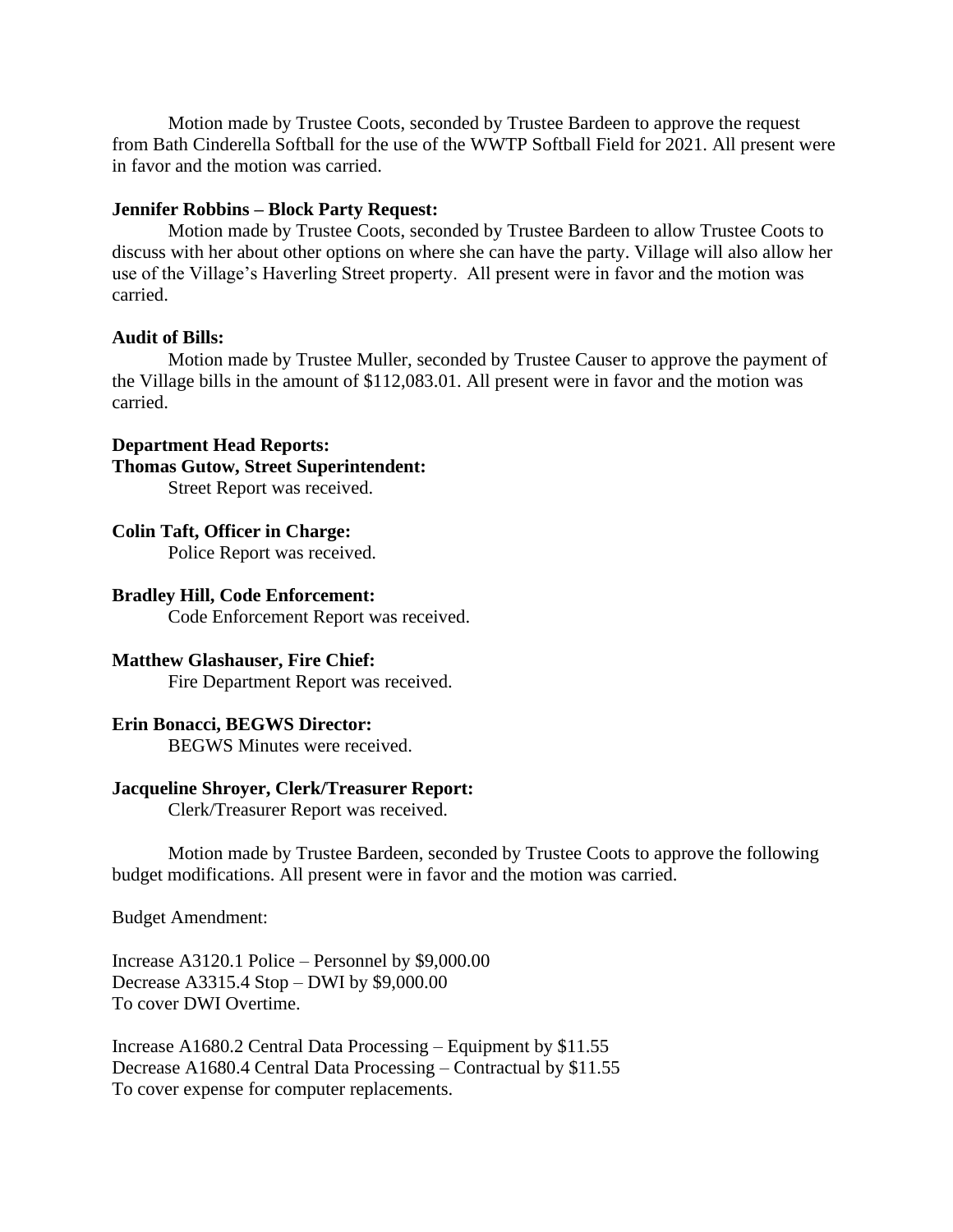Motion made by Trustee Coots, seconded by Trustee Bardeen to approve the request from Bath Cinderella Softball for the use of the WWTP Softball Field for 2021. All present were in favor and the motion was carried.

**Jennifer Robbins – Block Party Request:**

Motion made by Trustee Coots, seconded by Trustee Bardeen to allow Trustee Coots to discuss with her about other options on where she can have the party. Village will also allow her use of the Village's Haverling Street property. All present were in favor and the motion was carried.

**Audit of Bills:**

Motion made by Trustee Muller, seconded by Trustee Causer to approve the payment of the Village bills in the amount of $112,083.01. All present were in favor and the motion was carried.

**Department Head Reports:**

**Thomas Gutow, Street Superintendent:**

Street Report was received.

**Colin Taft, Officer in Charge:**

Police Report was received.

**Bradley Hill, Code Enforcement:**

Code Enforcement Report was received.

**Matthew Glashauser, Fire Chief:**

Fire Department Report was received.

**Erin Bonacci, BEGWS Director:**

BEGWS Minutes were received.

**Jacqueline Shroyer, Clerk/Treasurer Report:**

Clerk/Treasurer Report was received.

Motion made by Trustee Bardeen, seconded by Trustee Coots to approve the following budget modifications. All present were in favor and the motion was carried.

Budget Amendment:

Increase A3120.1 Police – Personnel by $9,000.00
Decrease A3315.4 Stop – DWI by $9,000.00
To cover DWI Overtime.

Increase A1680.2 Central Data Processing – Equipment by $11.55
Decrease A1680.4 Central Data Processing – Contractual by $11.55
To cover expense for computer replacements.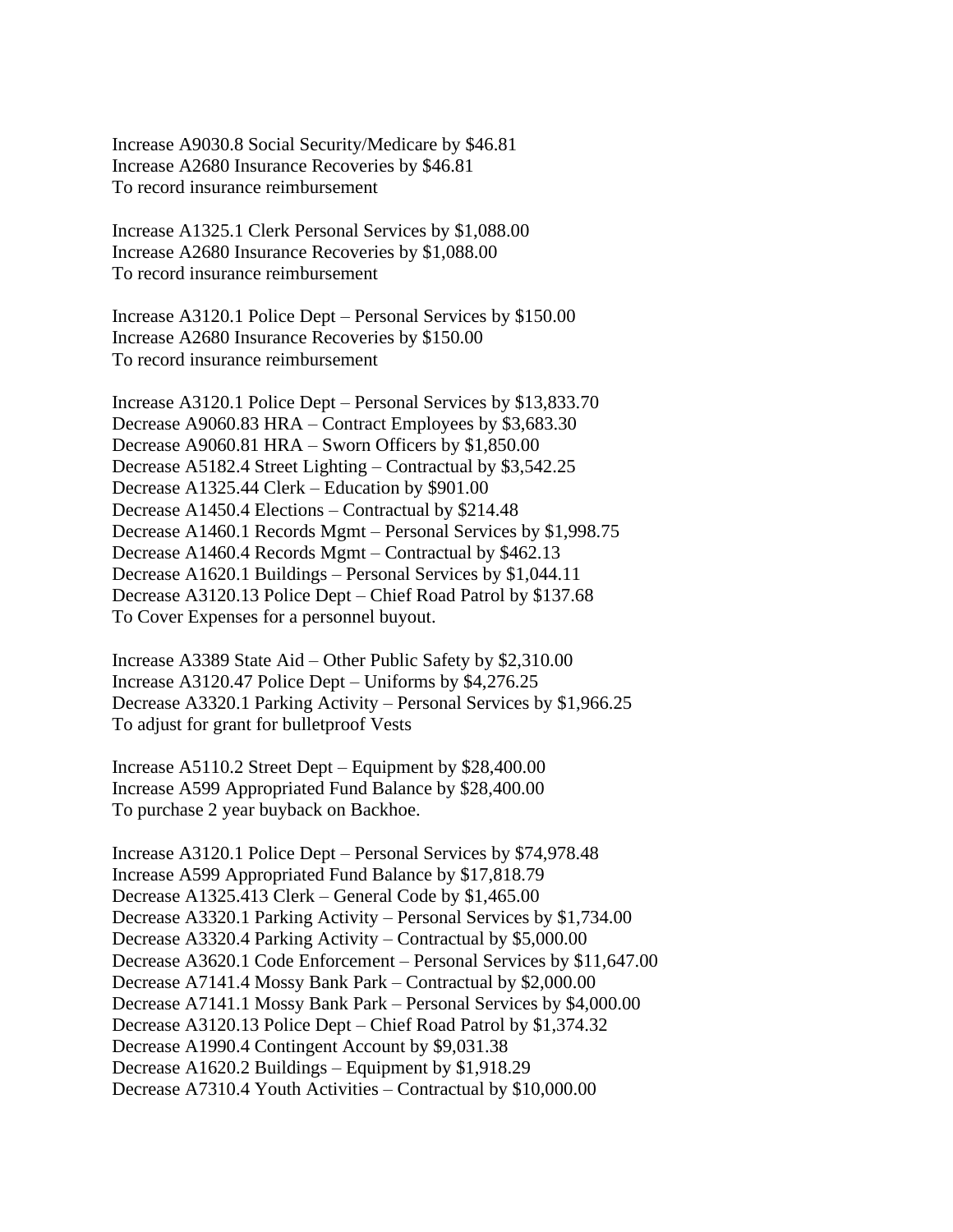Increase A9030.8 Social Security/Medicare by $46.81
Increase A2680 Insurance Recoveries by $46.81
To record insurance reimbursement

Increase A1325.1 Clerk Personal Services by $1,088.00
Increase A2680 Insurance Recoveries by $1,088.00
To record insurance reimbursement

Increase A3120.1 Police Dept – Personal Services by $150.00
Increase A2680 Insurance Recoveries by $150.00
To record insurance reimbursement

Increase A3120.1 Police Dept – Personal Services by $13,833.70
Decrease A9060.83 HRA – Contract Employees by $3,683.30
Decrease A9060.81 HRA – Sworn Officers by $1,850.00
Decrease A5182.4 Street Lighting – Contractual by $3,542.25
Decrease A1325.44 Clerk – Education by $901.00
Decrease A1450.4 Elections – Contractual by $214.48
Decrease A1460.1 Records Mgmt – Personal Services by $1,998.75
Decrease A1460.4 Records Mgmt – Contractual by $462.13
Decrease A1620.1 Buildings – Personal Services by $1,044.11
Decrease A3120.13 Police Dept – Chief Road Patrol by $137.68
To Cover Expenses for a personnel buyout.

Increase A3389 State Aid – Other Public Safety by $2,310.00
Increase A3120.47 Police Dept – Uniforms by $4,276.25
Decrease A3320.1 Parking Activity – Personal Services by $1,966.25
To adjust for grant for bulletproof Vests

Increase A5110.2 Street Dept – Equipment by $28,400.00
Increase A599 Appropriated Fund Balance by $28,400.00
To purchase 2 year buyback on Backhoe.

Increase A3120.1 Police Dept – Personal Services by $74,978.48
Increase A599 Appropriated Fund Balance by $17,818.79
Decrease A1325.413 Clerk – General Code by $1,465.00
Decrease A3320.1 Parking Activity – Personal Services by $1,734.00
Decrease A3320.4 Parking Activity – Contractual by $5,000.00
Decrease A3620.1 Code Enforcement – Personal Services by $11,647.00
Decrease A7141.4 Mossy Bank Park – Contractual by $2,000.00
Decrease A7141.1 Mossy Bank Park – Personal Services by $4,000.00
Decrease A3120.13 Police Dept – Chief Road Patrol by $1,374.32
Decrease A1990.4 Contingent Account by $9,031.38
Decrease A1620.2 Buildings – Equipment by $1,918.29
Decrease A7310.4 Youth Activities – Contractual by $10,000.00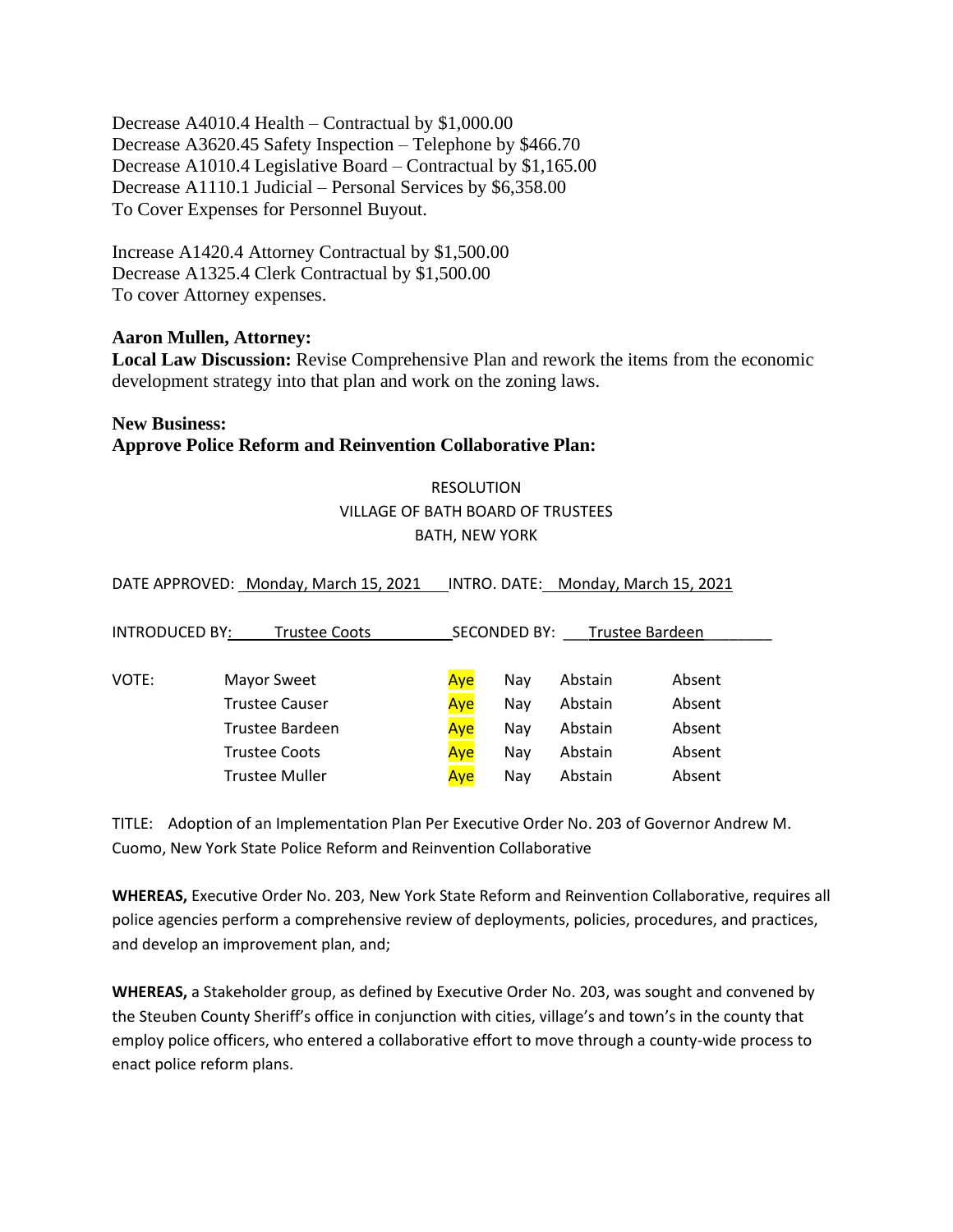Decrease A4010.4 Health – Contractual by $1,000.00
Decrease A3620.45 Safety Inspection – Telephone by $466.70
Decrease A1010.4 Legislative Board – Contractual by $1,165.00
Decrease A1110.1 Judicial – Personal Services by $6,358.00
To Cover Expenses for Personnel Buyout.

Increase A1420.4 Attorney Contractual by $1,500.00
Decrease A1325.4 Clerk Contractual by $1,500.00
To cover Attorney expenses.

**Aaron Mullen, Attorney:**
**Local Law Discussion:** Revise Comprehensive Plan and rework the items from the economic development strategy into that plan and work on the zoning laws.

**New Business:**
**Approve Police Reform and Reinvention Collaborative Plan:**

RESOLUTION
VILLAGE OF BATH BOARD OF TRUSTEES
BATH, NEW YORK

DATE APPROVED: Monday, March 15, 2021 INTRO. DATE: Monday, March 15, 2021

INTRODUCED BY: Trustee Coots SECONDED BY: Trustee Bardeen

| | | | | | |
|---|---|---|---|---|---|
| VOTE: | Mayor Sweet | Aye | Nay | Abstain | Absent |
| | Trustee Causer | Aye | Nay | Abstain | Absent |
| | Trustee Bardeen | Aye | Nay | Abstain | Absent |
| | Trustee Coots | Aye | Nay | Abstain | Absent |
| | Trustee Muller | Aye | Nay | Abstain | Absent |

TITLE: Adoption of an Implementation Plan Per Executive Order No. 203 of Governor Andrew M. Cuomo, New York State Police Reform and Reinvention Collaborative

**WHEREAS,** Executive Order No. 203, New York State Reform and Reinvention Collaborative, requires all police agencies perform a comprehensive review of deployments, policies, procedures, and practices, and develop an improvement plan, and;

**WHEREAS,** a Stakeholder group, as defined by Executive Order No. 203, was sought and convened by the Steuben County Sheriff's office in conjunction with cities, village's and town's in the county that employ police officers, who entered a collaborative effort to move through a county-wide process to enact police reform plans.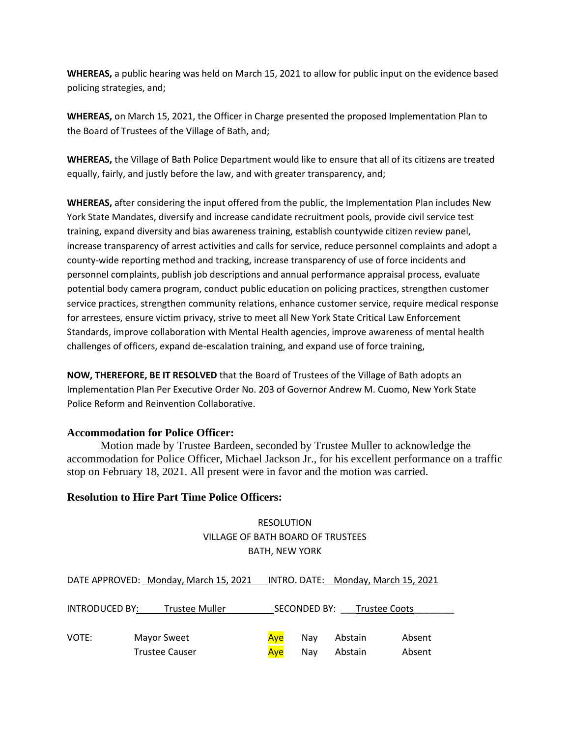**WHEREAS,** a public hearing was held on March 15, 2021 to allow for public input on the evidence based policing strategies, and;

**WHEREAS,** on March 15, 2021, the Officer in Charge presented the proposed Implementation Plan to the Board of Trustees of the Village of Bath, and;

**WHEREAS,** the Village of Bath Police Department would like to ensure that all of its citizens are treated equally, fairly, and justly before the law, and with greater transparency, and;

**WHEREAS,** after considering the input offered from the public, the Implementation Plan includes New York State Mandates, diversify and increase candidate recruitment pools, provide civil service test training, expand diversity and bias awareness training, establish countywide citizen review panel, increase transparency of arrest activities and calls for service, reduce personnel complaints and adopt a county-wide reporting method and tracking, increase transparency of use of force incidents and personnel complaints, publish job descriptions and annual performance appraisal process, evaluate potential body camera program, conduct public education on policing practices, strengthen customer service practices, strengthen community relations, enhance customer service, require medical response for arrestees, ensure victim privacy, strive to meet all New York State Critical Law Enforcement Standards, improve collaboration with Mental Health agencies, improve awareness of mental health challenges of officers, expand de-escalation training, and expand use of force training,

**NOW, THEREFORE, BE IT RESOLVED** that the Board of Trustees of the Village of Bath adopts an Implementation Plan Per Executive Order No. 203 of Governor Andrew M. Cuomo, New York State Police Reform and Reinvention Collaborative.

### Accommodation for Police Officer:

Motion made by Trustee Bardeen, seconded by Trustee Muller to acknowledge the accommodation for Police Officer, Michael Jackson Jr., for his excellent performance on a traffic stop on February 18, 2021. All present were in favor and the motion was carried.

### Resolution to Hire Part Time Police Officers:

RESOLUTION
VILLAGE OF BATH BOARD OF TRUSTEES
BATH, NEW YORK

DATE APPROVED: Monday, March 15, 2021 INTRO. DATE: Monday, March 15, 2021

INTRODUCED BY: Trustee Muller SECONDED BY: Trustee Coots

| | | | | | |
|---|---|---|---|---|---|
| VOTE: | Mayor Sweet | Aye | Nay | Abstain | Absent |
| | Trustee Causer | Aye | Nay | Abstain | Absent |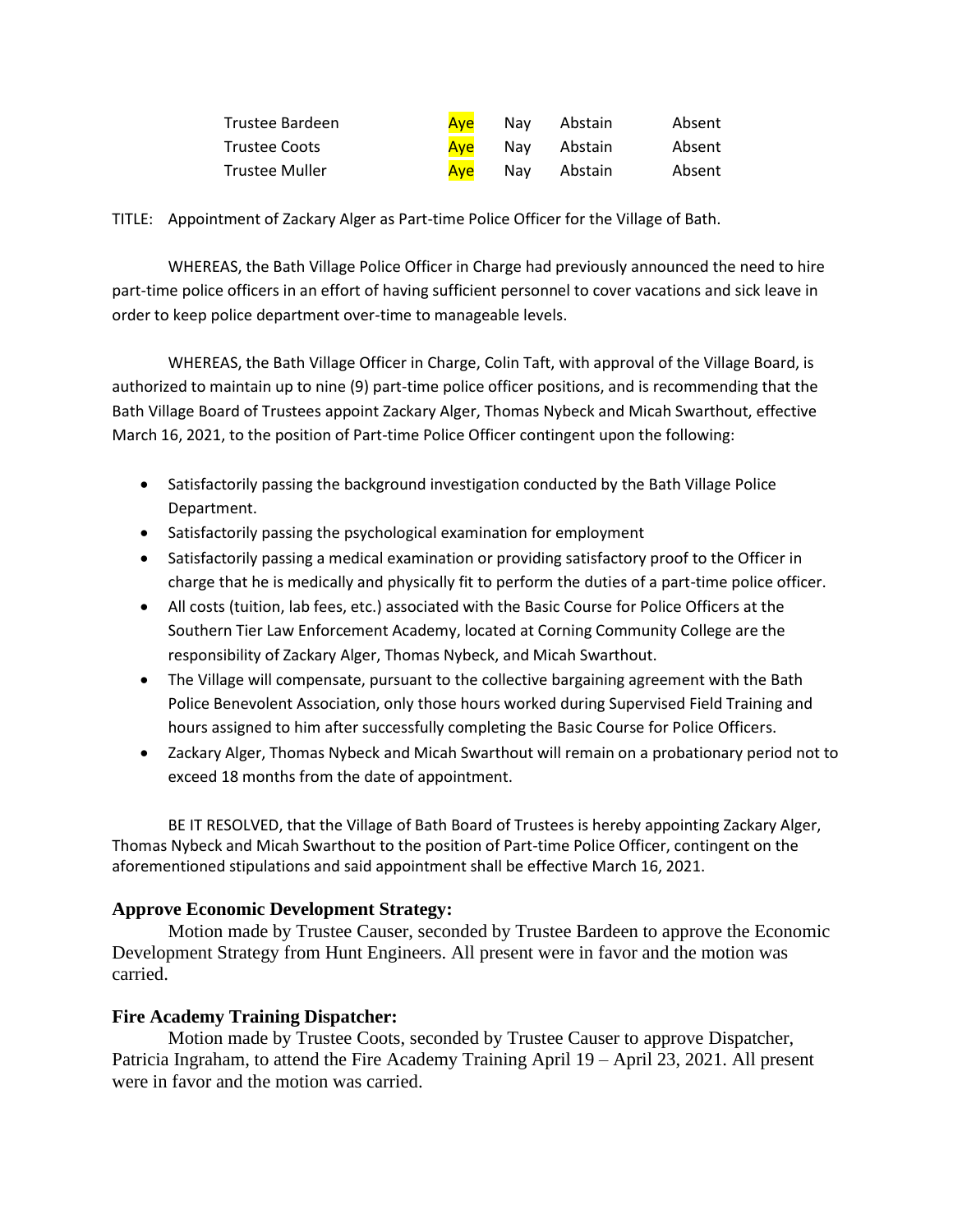| | | | | |
|---|---|---|---|---|
| Trustee Bardeen | Aye | Nay | Abstain | Absent |
| Trustee Coots | Aye | Nay | Abstain | Absent |
| Trustee Muller | Aye | Nay | Abstain | Absent |

TITLE: Appointment of Zackary Alger as Part-time Police Officer for the Village of Bath.

WHEREAS, the Bath Village Police Officer in Charge had previously announced the need to hire part-time police officers in an effort of having sufficient personnel to cover vacations and sick leave in order to keep police department over-time to manageable levels.

WHEREAS, the Bath Village Officer in Charge, Colin Taft, with approval of the Village Board, is authorized to maintain up to nine (9) part-time police officer positions, and is recommending that the Bath Village Board of Trustees appoint Zackary Alger, Thomas Nybeck and Micah Swarthout, effective March 16, 2021, to the position of Part-time Police Officer contingent upon the following:

- Satisfactorily passing the background investigation conducted by the Bath Village Police Department.
- Satisfactorily passing the psychological examination for employment
- Satisfactorily passing a medical examination or providing satisfactory proof to the Officer in charge that he is medically and physically fit to perform the duties of a part-time police officer.
- All costs (tuition, lab fees, etc.) associated with the Basic Course for Police Officers at the Southern Tier Law Enforcement Academy, located at Corning Community College are the responsibility of Zackary Alger, Thomas Nybeck, and Micah Swarthout.
- The Village will compensate, pursuant to the collective bargaining agreement with the Bath Police Benevolent Association, only those hours worked during Supervised Field Training and hours assigned to him after successfully completing the Basic Course for Police Officers.
- Zackary Alger, Thomas Nybeck and Micah Swarthout will remain on a probationary period not to exceed 18 months from the date of appointment.

BE IT RESOLVED, that the Village of Bath Board of Trustees is hereby appointing Zackary Alger, Thomas Nybeck and Micah Swarthout to the position of Part-time Police Officer, contingent on the aforementioned stipulations and said appointment shall be effective March 16, 2021.

**Approve Economic Development Strategy:**

Motion made by Trustee Causer, seconded by Trustee Bardeen to approve the Economic Development Strategy from Hunt Engineers. All present were in favor and the motion was carried.

**Fire Academy Training Dispatcher:**

Motion made by Trustee Coots, seconded by Trustee Causer to approve Dispatcher, Patricia Ingraham, to attend the Fire Academy Training April 19 – April 23, 2021. All present were in favor and the motion was carried.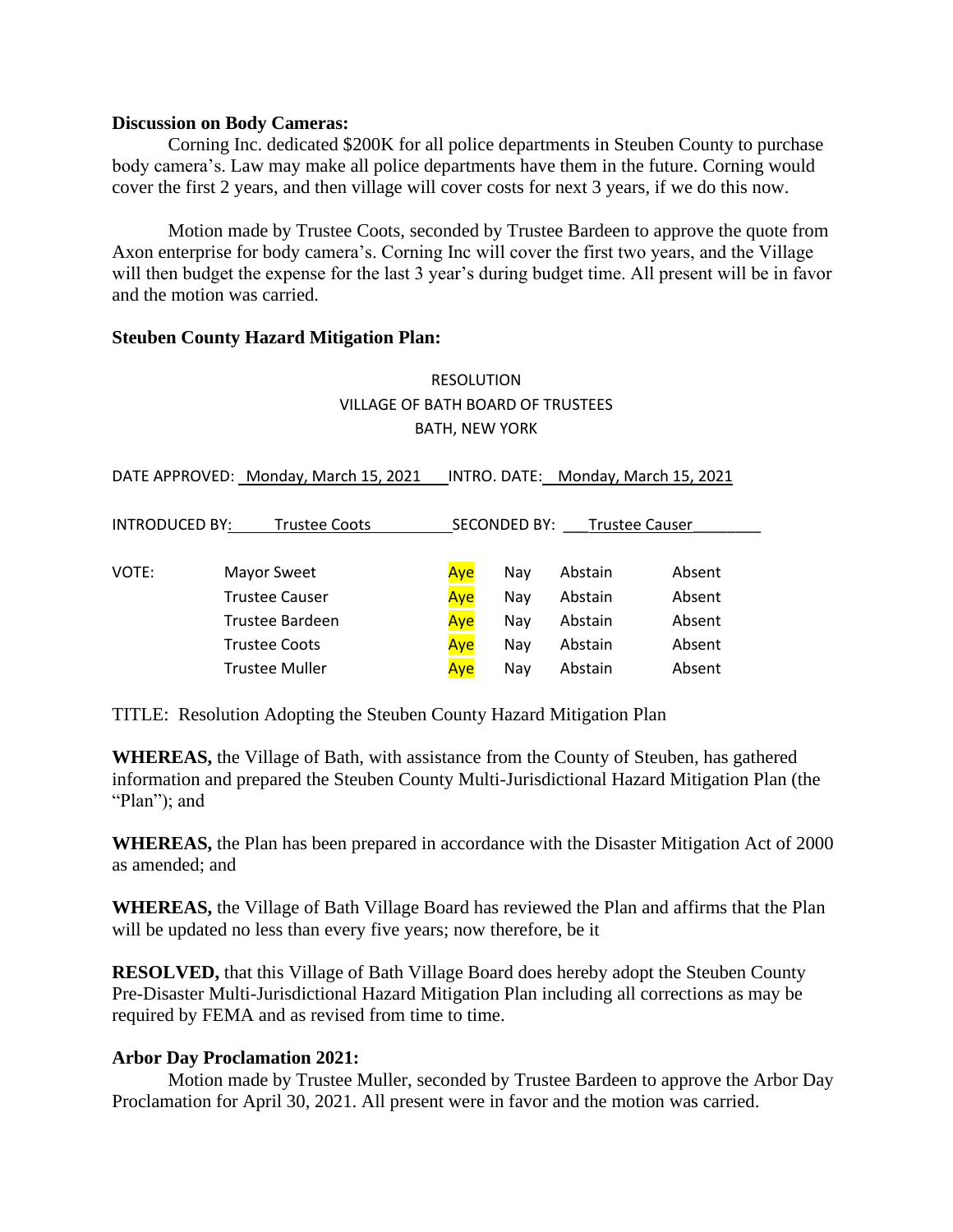**Discussion on Body Cameras:**

Corning Inc. dedicated $200K for all police departments in Steuben County to purchase body camera's. Law may make all police departments have them in the future. Corning would cover the first 2 years, and then village will cover costs for next 3 years, if we do this now.

Motion made by Trustee Coots, seconded by Trustee Bardeen to approve the quote from Axon enterprise for body camera's. Corning Inc will cover the first two years, and the Village will then budget the expense for the last 3 year's during budget time. All present will be in favor and the motion was carried.

**Steuben County Hazard Mitigation Plan:**

RESOLUTION
VILLAGE OF BATH BOARD OF TRUSTEES
BATH, NEW YORK

DATE APPROVED: Monday, March 15, 2021 INTRO. DATE: Monday, March 15, 2021

INTRODUCED BY: Trustee Coots SECONDED BY: Trustee Causer

| | | | | | |
|---|---|---|---|---|---|
| VOTE: | Mayor Sweet | Aye | Nay | Abstain | Absent |
| | Trustee Causer | Aye | Nay | Abstain | Absent |
| | Trustee Bardeen | Aye | Nay | Abstain | Absent |
| | Trustee Coots | Aye | Nay | Abstain | Absent |
| | Trustee Muller | Aye | Nay | Abstain | Absent |

TITLE: Resolution Adopting the Steuben County Hazard Mitigation Plan

**WHEREAS,** the Village of Bath, with assistance from the County of Steuben, has gathered information and prepared the Steuben County Multi-Jurisdictional Hazard Mitigation Plan (the "Plan"); and

**WHEREAS,** the Plan has been prepared in accordance with the Disaster Mitigation Act of 2000 as amended; and

**WHEREAS,** the Village of Bath Village Board has reviewed the Plan and affirms that the Plan will be updated no less than every five years; now therefore, be it

**RESOLVED,** that this Village of Bath Village Board does hereby adopt the Steuben County Pre-Disaster Multi-Jurisdictional Hazard Mitigation Plan including all corrections as may be required by FEMA and as revised from time to time.

**Arbor Day Proclamation 2021:**

Motion made by Trustee Muller, seconded by Trustee Bardeen to approve the Arbor Day Proclamation for April 30, 2021. All present were in favor and the motion was carried.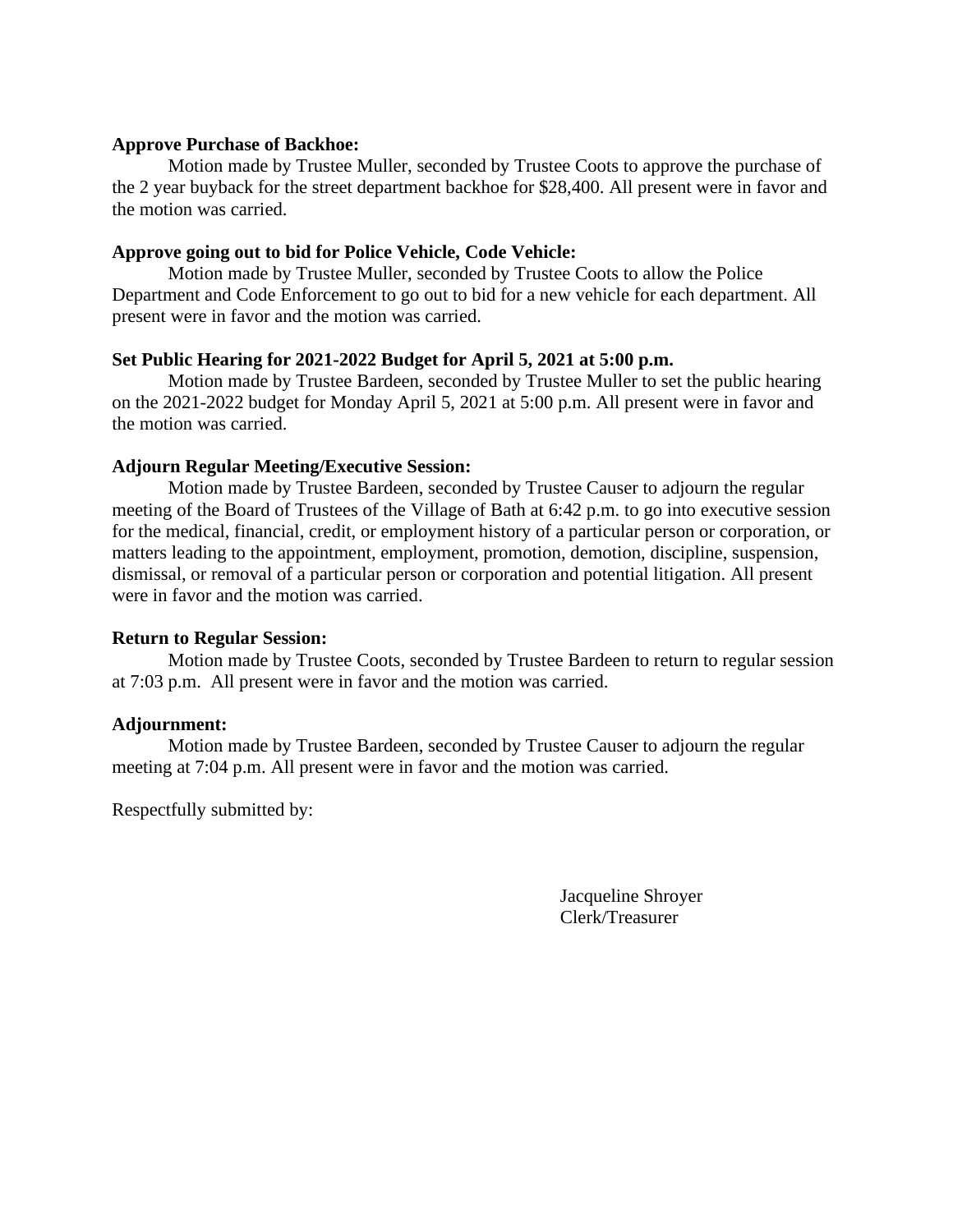**Approve Purchase of Backhoe:**

Motion made by Trustee Muller, seconded by Trustee Coots to approve the purchase of the 2 year buyback for the street department backhoe for $28,400. All present were in favor and the motion was carried.

**Approve going out to bid for Police Vehicle, Code Vehicle:**

Motion made by Trustee Muller, seconded by Trustee Coots to allow the Police Department and Code Enforcement to go out to bid for a new vehicle for each department. All present were in favor and the motion was carried.

**Set Public Hearing for 2021-2022 Budget for April 5, 2021 at 5:00 p.m.**

Motion made by Trustee Bardeen, seconded by Trustee Muller to set the public hearing on the 2021-2022 budget for Monday April 5, 2021 at 5:00 p.m. All present were in favor and the motion was carried.

**Adjourn Regular Meeting/Executive Session:**

Motion made by Trustee Bardeen, seconded by Trustee Causer to adjourn the regular meeting of the Board of Trustees of the Village of Bath at 6:42 p.m. to go into executive session for the medical, financial, credit, or employment history of a particular person or corporation, or matters leading to the appointment, employment, promotion, demotion, discipline, suspension, dismissal, or removal of a particular person or corporation and potential litigation. All present were in favor and the motion was carried.

**Return to Regular Session:**

Motion made by Trustee Coots, seconded by Trustee Bardeen to return to regular session at 7:03 p.m. All present were in favor and the motion was carried.

**Adjournment:**

Motion made by Trustee Bardeen, seconded by Trustee Causer to adjourn the regular meeting at 7:04 p.m. All present were in favor and the motion was carried.

Respectfully submitted by:

Jacqueline Shroyer
Clerk/Treasurer